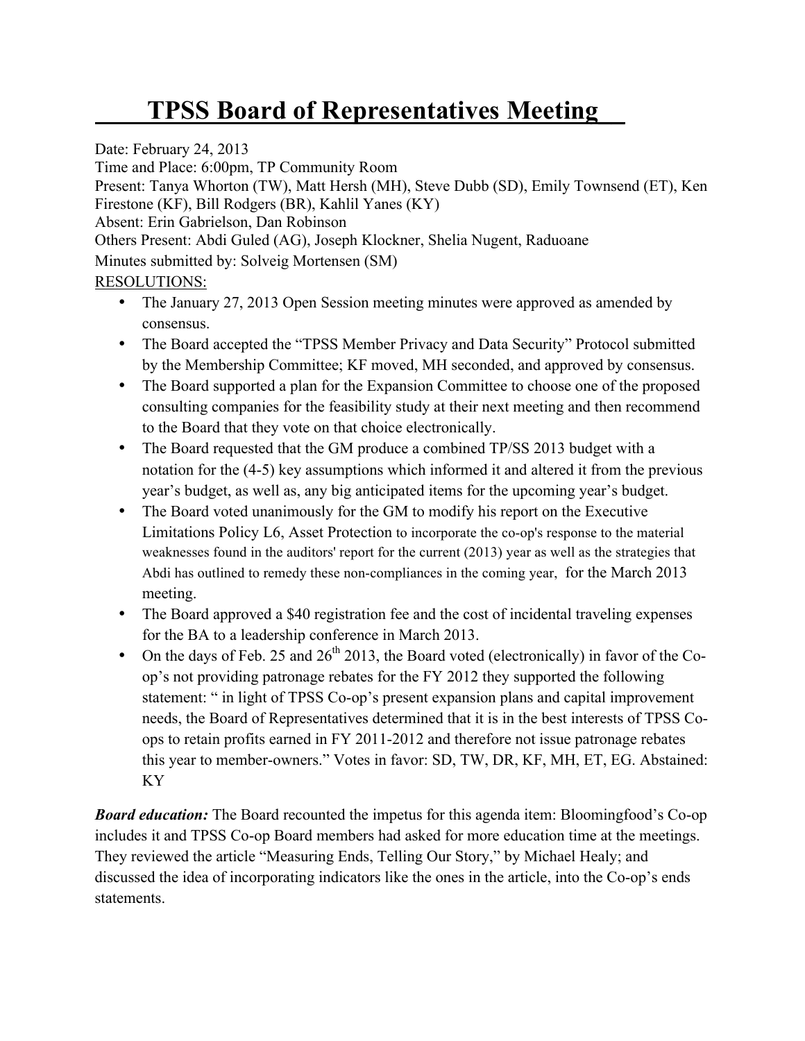# TPSS Board of Representatives Meeting

Date: February 24, 2013
Time and Place: 6:00pm, TP Community Room
Present: Tanya Whorton (TW), Matt Hersh (MH), Steve Dubb (SD), Emily Townsend (ET), Ken Firestone (KF), Bill Rodgers (BR), Kahlil Yanes (KY)
Absent: Erin Gabrielson, Dan Robinson
Others Present: Abdi Guled (AG), Joseph Klockner, Shelia Nugent, Raduoane
Minutes submitted by: Solveig Mortensen (SM)

RESOLUTIONS:

- The January 27, 2013 Open Session meeting minutes were approved as amended by consensus.
- The Board accepted the "TPSS Member Privacy and Data Security" Protocol submitted by the Membership Committee; KF moved, MH seconded, and approved by consensus.
- The Board supported a plan for the Expansion Committee to choose one of the proposed consulting companies for the feasibility study at their next meeting and then recommend to the Board that they vote on that choice electronically.
- The Board requested that the GM produce a combined TP/SS 2013 budget with a notation for the (4-5) key assumptions which informed it and altered it from the previous year's budget, as well as, any big anticipated items for the upcoming year's budget.
- The Board voted unanimously for the GM to modify his report on the Executive Limitations Policy L6, Asset Protection to incorporate the co-op's response to the material weaknesses found in the auditors' report for the current (2013) year as well as the strategies that Abdi has outlined to remedy these non-compliances in the coming year, for the March 2013 meeting.
- The Board approved a $40 registration fee and the cost of incidental traveling expenses for the BA to a leadership conference in March 2013.
- On the days of Feb. 25 and 26th 2013, the Board voted (electronically) in favor of the Co-op's not providing patronage rebates for the FY 2012 they supported the following statement: " in light of TPSS Co-op's present expansion plans and capital improvement needs, the Board of Representatives determined that it is in the best interests of TPSS Co-ops to retain profits earned in FY 2011-2012 and therefore not issue patronage rebates this year to member-owners." Votes in favor: SD, TW, DR, KF, MH, ET, EG. Abstained: KY

***Board education:*** The Board recounted the impetus for this agenda item: Bloomingfood's Co-op includes it and TPSS Co-op Board members had asked for more education time at the meetings. They reviewed the article "Measuring Ends, Telling Our Story," by Michael Healy; and discussed the idea of incorporating indicators like the ones in the article, into the Co-op's ends statements.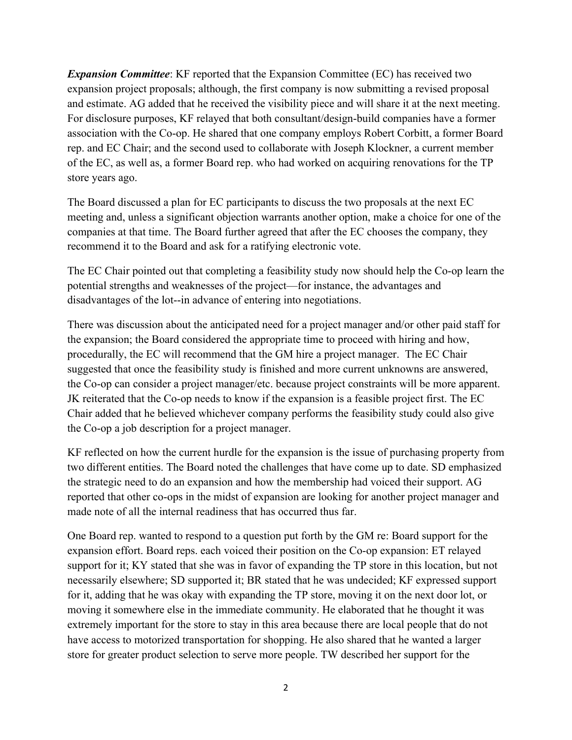***Expansion Committee***: KF reported that the Expansion Committee (EC) has received two expansion project proposals; although, the first company is now submitting a revised proposal and estimate. AG added that he received the visibility piece and will share it at the next meeting. For disclosure purposes, KF relayed that both consultant/design-build companies have a former association with the Co-op. He shared that one company employs Robert Corbitt, a former Board rep. and EC Chair; and the second used to collaborate with Joseph Klockner, a current member of the EC, as well as, a former Board rep. who had worked on acquiring renovations for the TP store years ago.

The Board discussed a plan for EC participants to discuss the two proposals at the next EC meeting and, unless a significant objection warrants another option, make a choice for one of the companies at that time. The Board further agreed that after the EC chooses the company, they recommend it to the Board and ask for a ratifying electronic vote.

The EC Chair pointed out that completing a feasibility study now should help the Co-op learn the potential strengths and weaknesses of the project—for instance, the advantages and disadvantages of the lot--in advance of entering into negotiations.

There was discussion about the anticipated need for a project manager and/or other paid staff for the expansion; the Board considered the appropriate time to proceed with hiring and how, procedurally, the EC will recommend that the GM hire a project manager. The EC Chair suggested that once the feasibility study is finished and more current unknowns are answered, the Co-op can consider a project manager/etc. because project constraints will be more apparent. JK reiterated that the Co-op needs to know if the expansion is a feasible project first. The EC Chair added that he believed whichever company performs the feasibility study could also give the Co-op a job description for a project manager.

KF reflected on how the current hurdle for the expansion is the issue of purchasing property from two different entities. The Board noted the challenges that have come up to date. SD emphasized the strategic need to do an expansion and how the membership had voiced their support. AG reported that other co-ops in the midst of expansion are looking for another project manager and made note of all the internal readiness that has occurred thus far.

One Board rep. wanted to respond to a question put forth by the GM re: Board support for the expansion effort. Board reps. each voiced their position on the Co-op expansion: ET relayed support for it; KY stated that she was in favor of expanding the TP store in this location, but not necessarily elsewhere; SD supported it; BR stated that he was undecided; KF expressed support for it, adding that he was okay with expanding the TP store, moving it on the next door lot, or moving it somewhere else in the immediate community. He elaborated that he thought it was extremely important for the store to stay in this area because there are local people that do not have access to motorized transportation for shopping. He also shared that he wanted a larger store for greater product selection to serve more people. TW described her support for the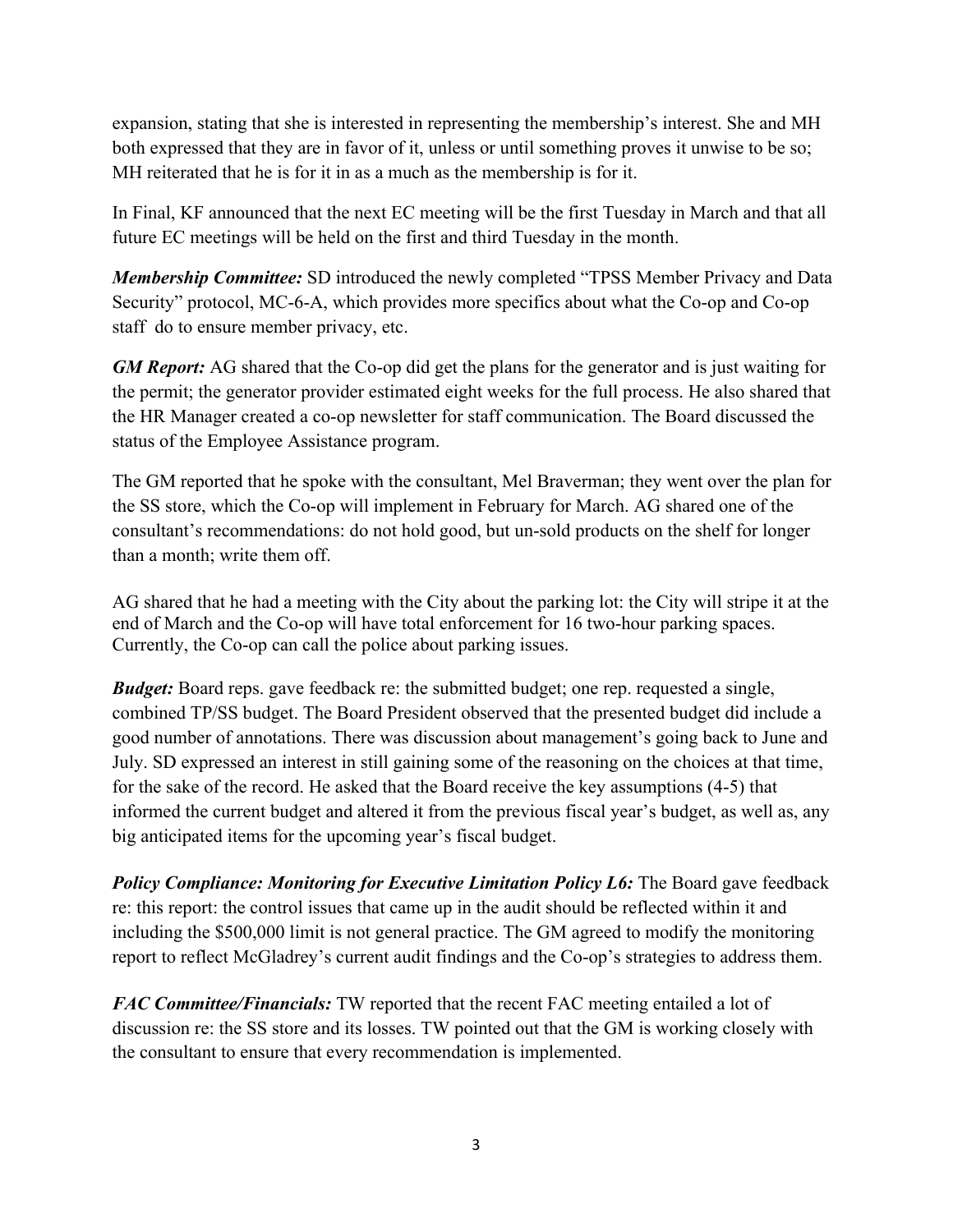expansion, stating that she is interested in representing the membership's interest. She and MH both expressed that they are in favor of it, unless or until something proves it unwise to be so; MH reiterated that he is for it in as a much as the membership is for it.

In Final, KF announced that the next EC meeting will be the first Tuesday in March and that all future EC meetings will be held on the first and third Tuesday in the month.

***Membership Committee:*** SD introduced the newly completed "TPSS Member Privacy and Data Security" protocol, MC-6-A, which provides more specifics about what the Co-op and Co-op staff do to ensure member privacy, etc.

***GM Report:*** AG shared that the Co-op did get the plans for the generator and is just waiting for the permit; the generator provider estimated eight weeks for the full process. He also shared that the HR Manager created a co-op newsletter for staff communication. The Board discussed the status of the Employee Assistance program.

The GM reported that he spoke with the consultant, Mel Braverman; they went over the plan for the SS store, which the Co-op will implement in February for March. AG shared one of the consultant's recommendations: do not hold good, but un-sold products on the shelf for longer than a month; write them off.

AG shared that he had a meeting with the City about the parking lot: the City will stripe it at the end of March and the Co-op will have total enforcement for 16 two-hour parking spaces. Currently, the Co-op can call the police about parking issues.

***Budget:*** Board reps. gave feedback re: the submitted budget; one rep. requested a single, combined TP/SS budget. The Board President observed that the presented budget did include a good number of annotations. There was discussion about management's going back to June and July. SD expressed an interest in still gaining some of the reasoning on the choices at that time, for the sake of the record. He asked that the Board receive the key assumptions (4-5) that informed the current budget and altered it from the previous fiscal year's budget, as well as, any big anticipated items for the upcoming year's fiscal budget.

***Policy Compliance: Monitoring for Executive Limitation Policy L6:*** The Board gave feedback re: this report: the control issues that came up in the audit should be reflected within it and including the $500,000 limit is not general practice. The GM agreed to modify the monitoring report to reflect McGladrey's current audit findings and the Co-op's strategies to address them.

***FAC Committee/Financials:*** TW reported that the recent FAC meeting entailed a lot of discussion re: the SS store and its losses. TW pointed out that the GM is working closely with the consultant to ensure that every recommendation is implemented.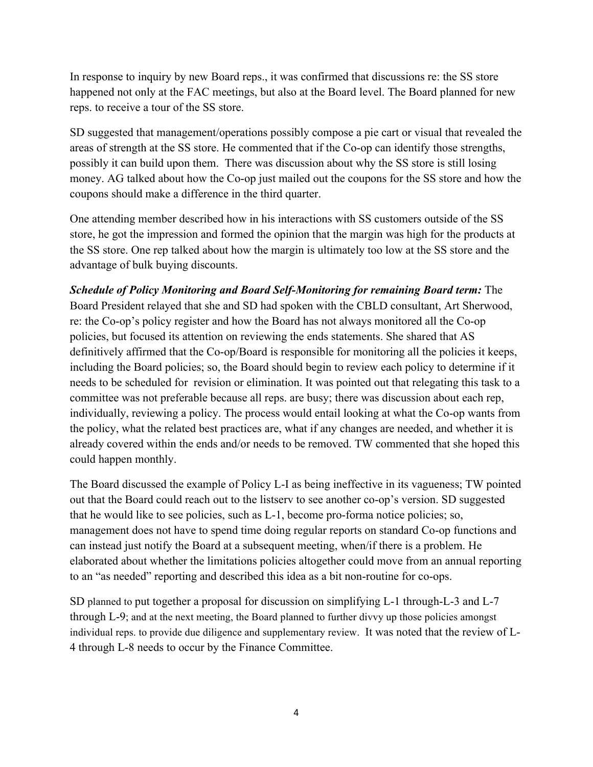In response to inquiry by new Board reps., it was confirmed that discussions re: the SS store happened not only at the FAC meetings, but also at the Board level. The Board planned for new reps. to receive a tour of the SS store.

SD suggested that management/operations possibly compose a pie cart or visual that revealed the areas of strength at the SS store. He commented that if the Co-op can identify those strengths, possibly it can build upon them. There was discussion about why the SS store is still losing money. AG talked about how the Co-op just mailed out the coupons for the SS store and how the coupons should make a difference in the third quarter.

One attending member described how in his interactions with SS customers outside of the SS store, he got the impression and formed the opinion that the margin was high for the products at the SS store. One rep talked about how the margin is ultimately too low at the SS store and the advantage of bulk buying discounts.

***Schedule of Policy Monitoring and Board Self-Monitoring for remaining Board term:*** The Board President relayed that she and SD had spoken with the CBLD consultant, Art Sherwood, re: the Co-op's policy register and how the Board has not always monitored all the Co-op policies, but focused its attention on reviewing the ends statements. She shared that AS definitively affirmed that the Co-op/Board is responsible for monitoring all the policies it keeps, including the Board policies; so, the Board should begin to review each policy to determine if it needs to be scheduled for revision or elimination. It was pointed out that relegating this task to a committee was not preferable because all reps. are busy; there was discussion about each rep, individually, reviewing a policy. The process would entail looking at what the Co-op wants from the policy, what the related best practices are, what if any changes are needed, and whether it is already covered within the ends and/or needs to be removed. TW commented that she hoped this could happen monthly.

The Board discussed the example of Policy L-I as being ineffective in its vagueness; TW pointed out that the Board could reach out to the listserv to see another co-op's version. SD suggested that he would like to see policies, such as L-1, become pro-forma notice policies; so, management does not have to spend time doing regular reports on standard Co-op functions and can instead just notify the Board at a subsequent meeting, when/if there is a problem. He elaborated about whether the limitations policies altogether could move from an annual reporting to an "as needed" reporting and described this idea as a bit non-routine for co-ops.

SD planned to put together a proposal for discussion on simplifying L-1 through-L-3 and L-7 through L-9; and at the next meeting, the Board planned to further divvy up those policies amongst individual reps. to provide due diligence and supplementary review. It was noted that the review of L-4 through L-8 needs to occur by the Finance Committee.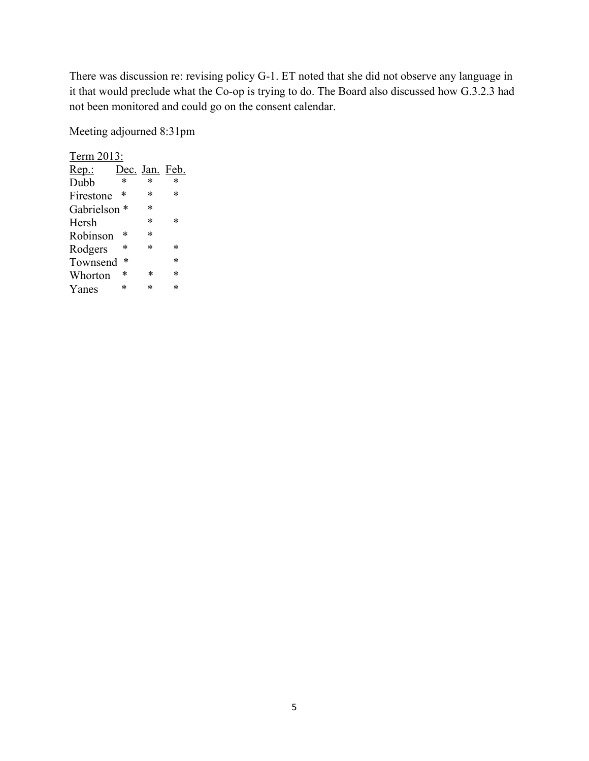There was discussion re: revising policy G-1. ET noted that she did not observe any language in it that would preclude what the Co-op is trying to do. The Board also discussed how G.3.2.3 had not been monitored and could go on the consent calendar.

Meeting adjourned 8:31pm

Term 2013:

| Rep.: | Dec. | Jan. | Feb. |
| --- | --- | --- | --- |
| Dubb | * | * | * |
| Firestone | * | * | * |
| Gabrielson | * | * | |
| Hersh | | * | * |
| Robinson | * | * | |
| Rodgers | * | * | * |
| Townsend | * | | * |
| Whorton | * | * | * |
| Yanes | * | * | * |